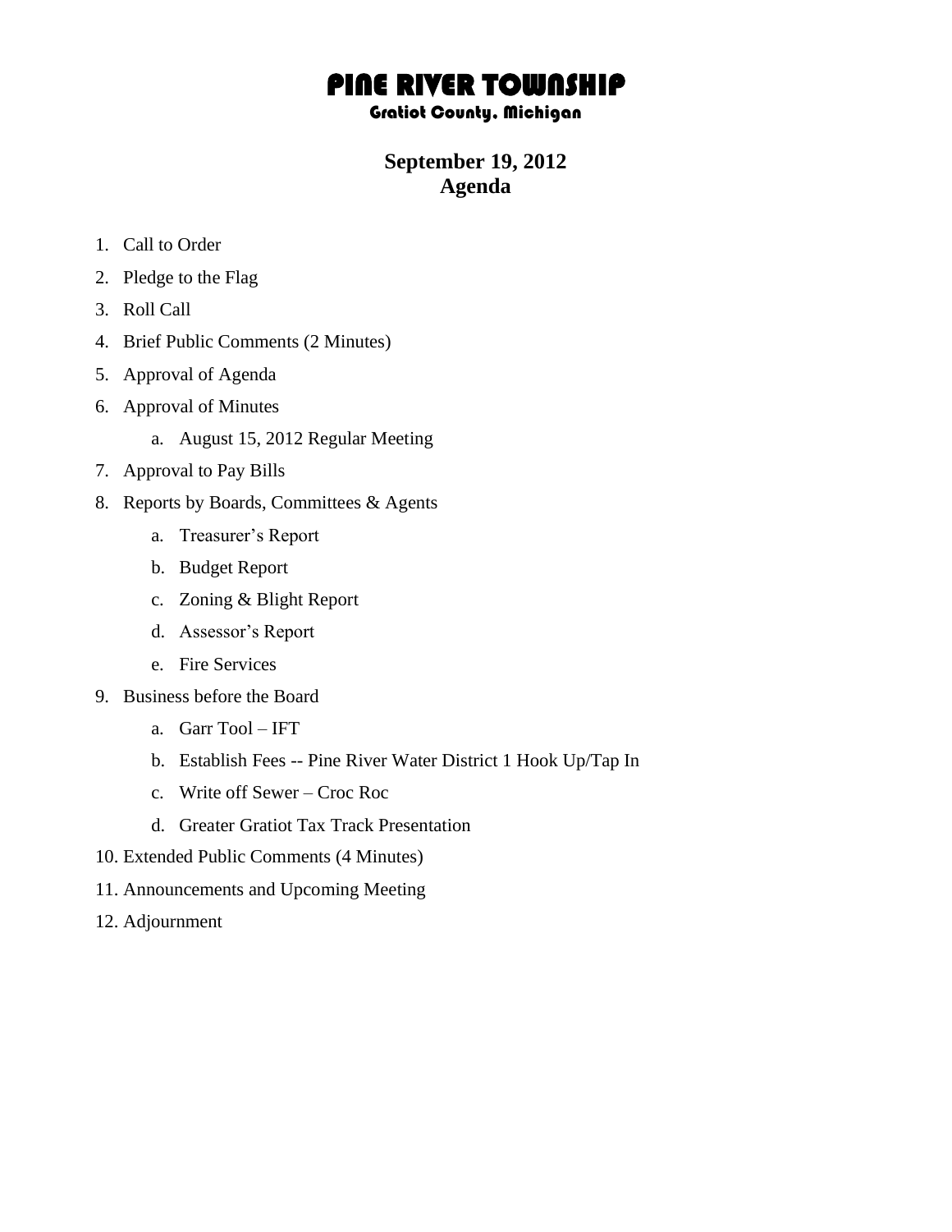# PINE RIVER TOWNSHIP

## Gratiot County, Michigan

## September 19, 2012
## Agenda

1. Call to Order
2. Pledge to the Flag
3. Roll Call
4. Brief Public Comments (2 Minutes)
5. Approval of Agenda
6. Approval of Minutes
   a. August 15, 2012 Regular Meeting
7. Approval to Pay Bills
8. Reports by Boards, Committees & Agents
   a. Treasurer's Report
   b. Budget Report
   c. Zoning & Blight Report
   d. Assessor's Report
   e. Fire Services
9. Business before the Board
   a. Garr Tool – IFT
   b. Establish Fees -- Pine River Water District 1 Hook Up/Tap In
   c. Write off Sewer – Croc Roc
   d. Greater Gratiot Tax Track Presentation
10. Extended Public Comments (4 Minutes)
11. Announcements and Upcoming Meeting
12. Adjournment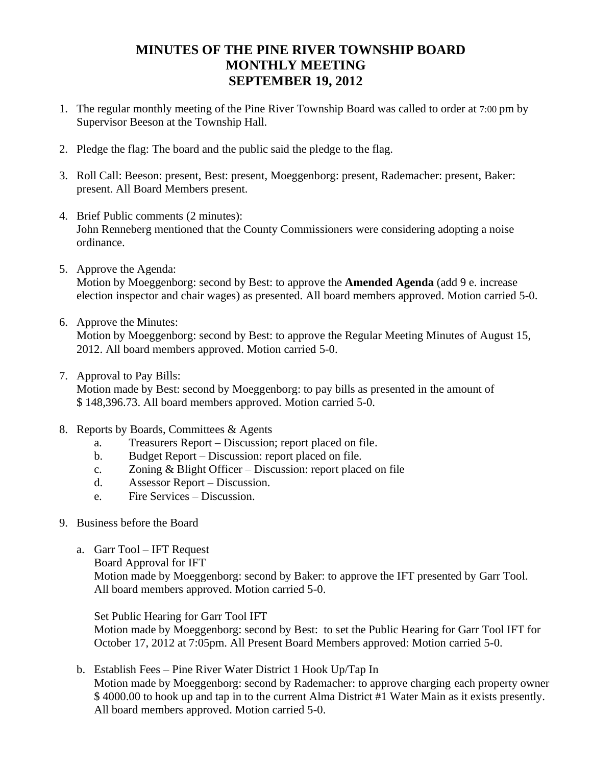# MINUTES OF THE PINE RIVER TOWNSHIP BOARD MONTHLY MEETING SEPTEMBER 19, 2012

1. The regular monthly meeting of the Pine River Township Board was called to order at 7:00 pm by Supervisor Beeson at the Township Hall.

2. Pledge the flag: The board and the public said the pledge to the flag.

3. Roll Call: Beeson: present, Best: present, Moeggenborg: present, Rademacher: present, Baker: present. All Board Members present.

4. Brief Public comments (2 minutes):
   John Renneberg mentioned that the County Commissioners were considering adopting a noise ordinance.

5. Approve the Agenda:
   Motion by Moeggenborg: second by Best: to approve the **Amended Agenda** (add 9 e. increase election inspector and chair wages) as presented. All board members approved. Motion carried 5-0.

6. Approve the Minutes:
   Motion by Moeggenborg: second by Best: to approve the Regular Meeting Minutes of August 15, 2012. All board members approved. Motion carried 5-0.

7. Approval to Pay Bills:
   Motion made by Best: second by Moeggenborg: to pay bills as presented in the amount of $ 148,396.73. All board members approved. Motion carried 5-0.

8. Reports by Boards, Committees & Agents
   a. Treasurers Report – Discussion; report placed on file.
   b. Budget Report – Discussion: report placed on file.
   c. Zoning & Blight Officer – Discussion: report placed on file
   d. Assessor Report – Discussion.
   e. Fire Services – Discussion.

9. Business before the Board

   a. Garr Tool – IFT Request
      Board Approval for IFT
      Motion made by Moeggenborg: second by Baker: to approve the IFT presented by Garr Tool. All board members approved. Motion carried 5-0.

      Set Public Hearing for Garr Tool IFT
      Motion made by Moeggenborg: second by Best: to set the Public Hearing for Garr Tool IFT for October 17, 2012 at 7:05pm. All Present Board Members approved: Motion carried 5-0.

   b. Establish Fees – Pine River Water District 1 Hook Up/Tap In
      Motion made by Moeggenborg: second by Rademacher: to approve charging each property owner $ 4000.00 to hook up and tap in to the current Alma District #1 Water Main as it exists presently. All board members approved. Motion carried 5-0.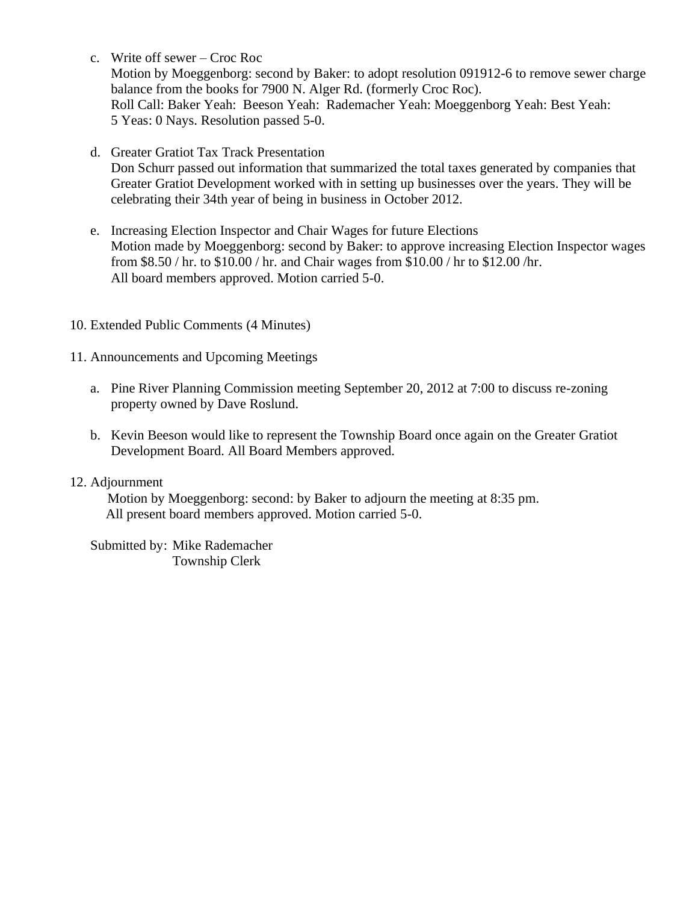c. Write off sewer – Croc Roc
   Motion by Moeggenborg: second by Baker: to adopt resolution 091912-6 to remove sewer charge balance from the books for 7900 N. Alger Rd. (formerly Croc Roc).
   Roll Call: Baker Yeah: Beeson Yeah: Rademacher Yeah: Moeggenborg Yeah: Best Yeah:
   5 Yeas: 0 Nays. Resolution passed 5-0.

d. Greater Gratiot Tax Track Presentation
   Don Schurr passed out information that summarized the total taxes generated by companies that Greater Gratiot Development worked with in setting up businesses over the years. They will be celebrating their 34th year of being in business in October 2012.

e. Increasing Election Inspector and Chair Wages for future Elections
   Motion made by Moeggenborg: second by Baker: to approve increasing Election Inspector wages from $8.50 / hr. to $10.00 / hr. and Chair wages from $10.00 / hr to $12.00 /hr.
   All board members approved. Motion carried 5-0.

10. Extended Public Comments (4 Minutes)

11. Announcements and Upcoming Meetings

    a. Pine River Planning Commission meeting September 20, 2012 at 7:00 to discuss re-zoning property owned by Dave Roslund.

    b. Kevin Beeson would like to represent the Township Board once again on the Greater Gratiot Development Board. All Board Members approved.

12. Adjournment
    Motion by Moeggenborg: second: by Baker to adjourn the meeting at 8:35 pm.
    All present board members approved. Motion carried 5-0.

Submitted by: Mike Rademacher
Township Clerk